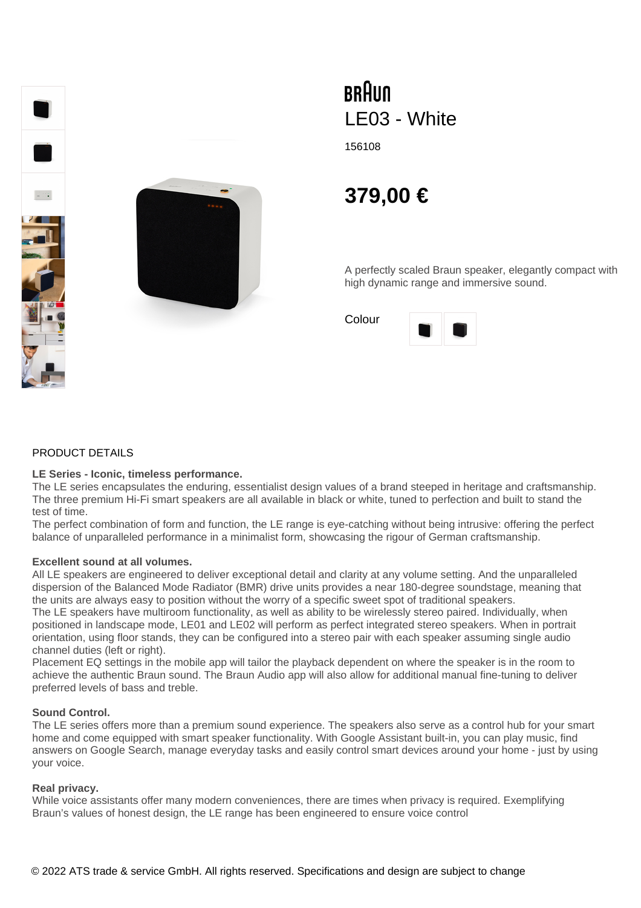BRAUN

# LE03 - White

156108

## 379,00 €

A perfectly scaled Braun speaker, elegantly compact with high dynamic range and immersive sound.

Colour

PRODUCT DETAILS

**LE Series - Iconic, timeless performance.**
The LE series encapsulates the enduring, essentialist design values of a brand steeped in heritage and craftsmanship. The three premium Hi-Fi smart speakers are all available in black or white, tuned to perfection and built to stand the test of time.
The perfect combination of form and function, the LE range is eye-catching without being intrusive: offering the perfect balance of unparalleled performance in a minimalist form, showcasing the rigour of German craftsmanship.

**Excellent sound at all volumes.**
All LE speakers are engineered to deliver exceptional detail and clarity at any volume setting. And the unparalleled dispersion of the Balanced Mode Radiator (BMR) drive units provides a near 180-degree soundstage, meaning that the units are always easy to position without the worry of a specific sweet spot of traditional speakers.
The LE speakers have multiroom functionality, as well as ability to be wirelessly stereo paired. Individually, when positioned in landscape mode, LE01 and LE02 will perform as perfect integrated stereo speakers. When in portrait orientation, using floor stands, they can be configured into a stereo pair with each speaker assuming single audio channel duties (left or right).
Placement EQ settings in the mobile app will tailor the playback dependent on where the speaker is in the room to achieve the authentic Braun sound. The Braun Audio app will also allow for additional manual fine-tuning to deliver preferred levels of bass and treble.

**Sound Control.**
The LE series offers more than a premium sound experience. The speakers also serve as a control hub for your smart home and come equipped with smart speaker functionality. With Google Assistant built-in, you can play music, find answers on Google Search, manage everyday tasks and easily control smart devices around your home - just by using your voice.

**Real privacy.**
While voice assistants offer many modern conveniences, there are times when privacy is required. Exemplifying Braun's values of honest design, the LE range has been engineered to ensure voice control

© 2022 ATS trade & service GmbH. All rights reserved. Specifications and design are subject to change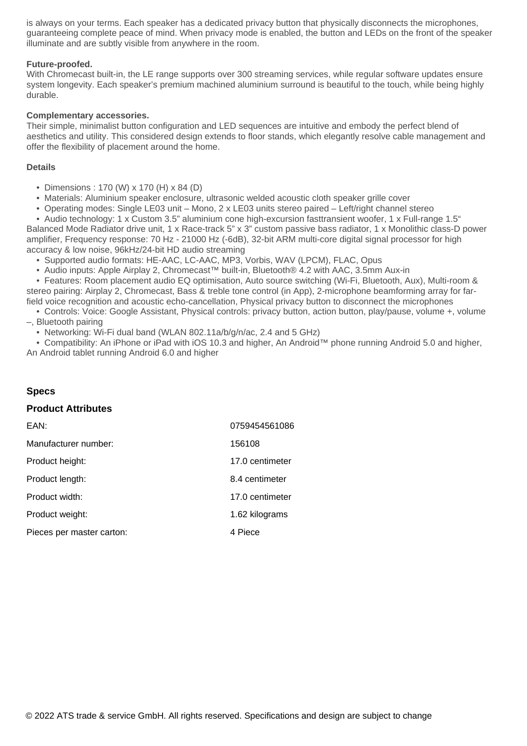is always on your terms. Each speaker has a dedicated privacy button that physically disconnects the microphones, guaranteeing complete peace of mind. When privacy mode is enabled, the button and LEDs on the front of the speaker illuminate and are subtly visible from anywhere in the room.

**Future-proofed.**
With Chromecast built-in, the LE range supports over 300 streaming services, while regular software updates ensure system longevity. Each speaker's premium machined aluminium surround is beautiful to the touch, while being highly durable.

**Complementary accessories.**
Their simple, minimalist button configuration and LED sequences are intuitive and embody the perfect blend of aesthetics and utility. This considered design extends to floor stands, which elegantly resolve cable management and offer the flexibility of placement around the home.

**Details**

- Dimensions : 170 (W) x 170 (H) x 84 (D)
- Materials: Aluminium speaker enclosure, ultrasonic welded acoustic cloth speaker grille cover
- Operating modes: Single LE03 unit – Mono, 2 x LE03 units stereo paired – Left/right channel stereo
- Audio technology: 1 x Custom 3.5" aluminium cone high-excursion fasttransient woofer, 1 x Full-range 1.5" Balanced Mode Radiator drive unit, 1 x Race-track 5" x 3" custom passive bass radiator, 1 x Monolithic class-D power amplifier, Frequency response: 70 Hz - 21000 Hz (-6dB), 32-bit ARM multi-core digital signal processor for high accuracy & low noise, 96kHz/24-bit HD audio streaming
- Supported audio formats: HE-AAC, LC-AAC, MP3, Vorbis, WAV (LPCM), FLAC, Opus
- Audio inputs: Apple Airplay 2, Chromecast™ built-in, Bluetooth® 4.2 with AAC, 3.5mm Aux-in
- Features: Room placement audio EQ optimisation, Auto source switching (Wi-Fi, Bluetooth, Aux), Multi-room & stereo pairing: Airplay 2, Chromecast, Bass & treble tone control (in App), 2-microphone beamforming array for far-field voice recognition and acoustic echo-cancellation, Physical privacy button to disconnect the microphones
- Controls: Voice: Google Assistant, Physical controls: privacy button, action button, play/pause, volume +, volume –, Bluetooth pairing
- Networking: Wi-Fi dual band (WLAN 802.11a/b/g/n/ac, 2.4 and 5 GHz)
- Compatibility: An iPhone or iPad with iOS 10.3 and higher, An Android™ phone running Android 5.0 and higher, An Android tablet running Android 6.0 and higher

## Specs

### Product Attributes

| | |
|---|---|
| EAN: | 0759454561086 |
| Manufacturer number: | 156108 |
| Product height: | 17.0 centimeter |
| Product length: | 8.4 centimeter |
| Product width: | 17.0 centimeter |
| Product weight: | 1.62 kilograms |
| Pieces per master carton: | 4 Piece |

© 2022 ATS trade & service GmbH. All rights reserved. Specifications and design are subject to change